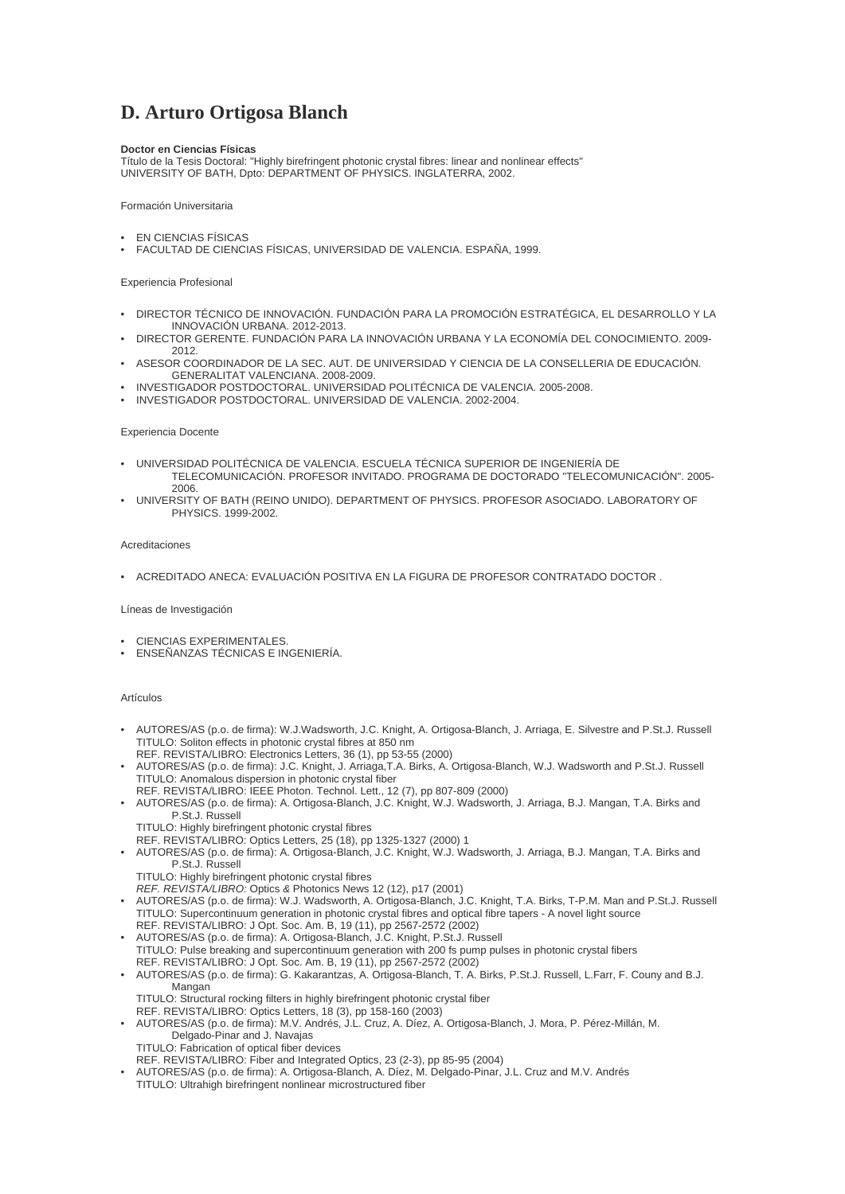# D. Arturo Ortigosa Blanch

**Doctor en Ciencias Físicas**
Título de la Tesis Doctoral: "Highly birefringent photonic crystal fibres: linear and nonlinear effects"
UNIVERSITY OF BATH, Dpto: DEPARTMENT OF PHYSICS. INGLATERRA, 2002.

Formación Universitaria

- EN CIENCIAS FÍSICAS
- FACULTAD DE CIENCIAS FÍSICAS, UNIVERSIDAD DE VALENCIA. ESPAÑA, 1999.

Experiencia Profesional

- DIRECTOR TÉCNICO DE INNOVACIÓN. FUNDACIÓN PARA LA PROMOCIÓN ESTRATÉGICA, EL DESARROLLO Y LA INNOVACIÓN URBANA. 2012-2013.
- DIRECTOR GERENTE. FUNDACIÓN PARA LA INNOVACIÓN URBANA Y LA ECONOMÍA DEL CONOCIMIENTO. 2009-2012.
- ASESOR COORDINADOR DE LA SEC. AUT. DE UNIVERSIDAD Y CIENCIA DE LA CONSELLERIA DE EDUCACIÓN. GENERALITAT VALENCIANA. 2008-2009.
- INVESTIGADOR POSTDOCTORAL. UNIVERSIDAD POLITÉCNICA DE VALENCIA. 2005-2008.
- INVESTIGADOR POSTDOCTORAL. UNIVERSIDAD DE VALENCIA. 2002-2004.

Experiencia Docente

- UNIVERSIDAD POLITÉCNICA DE VALENCIA. ESCUELA TÉCNICA SUPERIOR DE INGENIERÍA DE TELECOMUNICACIÓN. PROFESOR INVITADO. PROGRAMA DE DOCTORADO "TELECOMUNICACIÓN". 2005-2006.
- UNIVERSITY OF BATH (REINO UNIDO). DEPARTMENT OF PHYSICS. PROFESOR ASOCIADO. LABORATORY OF PHYSICS. 1999-2002.

Acreditaciones

- ACREDITADO ANECA: EVALUACIÓN POSITIVA EN LA FIGURA DE PROFESOR CONTRATADO DOCTOR .

Líneas de Investigación

- CIENCIAS EXPERIMENTALES.
- ENSEÑANZAS TÉCNICAS E INGENIERÍA.

Artículos

- AUTORES/AS (p.o. de firma): W.J.Wadsworth, J.C. Knight, A. Ortigosa-Blanch, J. Arriaga, E. Silvestre and P.St.J. Russell
  TITULO: Soliton effects in photonic crystal fibres at 850 nm
  REF. REVISTA/LIBRO: Electronics Letters, 36 (1), pp 53-55 (2000)
- AUTORES/AS (p.o. de firma): J.C. Knight, J. Arriaga,T.A. Birks, A. Ortigosa-Blanch, W.J. Wadsworth and P.St.J. Russell
  TITULO: Anomalous dispersion in photonic crystal fiber
  REF. REVISTA/LIBRO: IEEE Photon. Technol. Lett., 12 (7), pp 807-809 (2000)
- AUTORES/AS (p.o. de firma): A. Ortigosa-Blanch, J.C. Knight, W.J. Wadsworth, J. Arriaga, B.J. Mangan, T.A. Birks and P.St.J. Russell
  TITULO: Highly birefringent photonic crystal fibres
  REF. REVISTA/LIBRO: Optics Letters, 25 (18), pp 1325-1327 (2000) 1
- AUTORES/AS (p.o. de firma): A. Ortigosa-Blanch, J.C. Knight, W.J. Wadsworth, J. Arriaga, B.J. Mangan, T.A. Birks and P.St.J. Russell
  TITULO: Highly birefringent photonic crystal fibres
  *REF. REVISTA/LIBRO:* Optics *&* Photonics News 12 (12), p17 (2001)
- AUTORES/AS (p.o. de firma): W.J. Wadsworth, A. Ortigosa-Blanch, J.C. Knight, T.A. Birks, T-P.M. Man and P.St.J. Russell
  TITULO: Supercontinuum generation in photonic crystal fibres and optical fibre tapers - A novel light source
  REF. REVISTA/LIBRO: J Opt. Soc. Am. B, 19 (11), pp 2567-2572 (2002)
- AUTORES/AS (p.o. de firma): A. Ortigosa-Blanch, J.C. Knight, P.St.J. Russell
  TITULO: Pulse breaking and supercontinuum generation with 200 fs pump pulses in photonic crystal fibers
  REF. REVISTA/LIBRO: J Opt. Soc. Am. B, 19 (11), pp 2567-2572 (2002)
- AUTORES/AS (p.o. de firma): G. Kakarantzas, A. Ortigosa-Blanch, T. A. Birks, P.St.J. Russell, L.Farr, F. Couny and B.J. Mangan
  TITULO: Structural rocking filters in highly birefringent photonic crystal fiber
  REF. REVISTA/LIBRO: Optics Letters, 18 (3), pp 158-160 (2003)
- AUTORES/AS (p.o. de firma): M.V. Andrés, J.L. Cruz, A. Díez, A. Ortigosa-Blanch, J. Mora, P. Pérez-Millán, M. Delgado-Pinar and J. Navajas
  TITULO: Fabrication of optical fiber devices
  REF. REVISTA/LIBRO: Fiber and Integrated Optics, 23 (2-3), pp 85-95 (2004)
- AUTORES/AS (p.o. de firma): A. Ortigosa-Blanch, A. Díez, M. Delgado-Pinar, J.L. Cruz and M.V. Andrés
  TITULO: Ultrahigh birefringent nonlinear microstructured fiber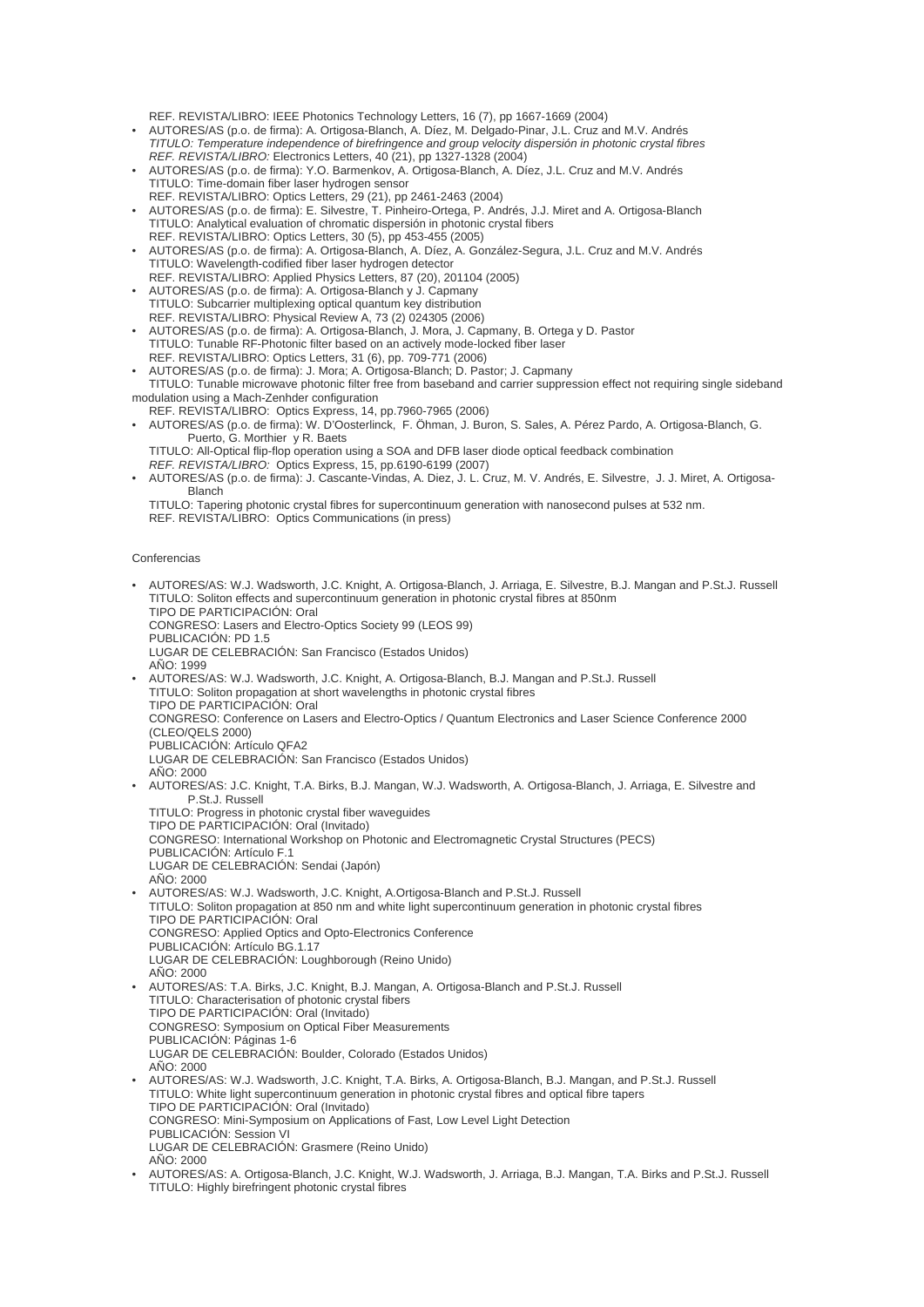REF. REVISTA/LIBRO: IEEE Photonics Technology Letters, 16 (7), pp 1667-1669 (2004)

- AUTORES/AS (p.o. de firma): A. Ortigosa-Blanch, A. Díez, M. Delgado-Pinar, J.L. Cruz and M.V. Andrés
  *TITULO: Temperature independence of birefringence and group velocity dispersión in photonic crystal fibres*
  *REF. REVISTA/LIBRO:* Electronics Letters, 40 (21), pp 1327-1328 (2004)
- AUTORES/AS (p.o. de firma): Y.O. Barmenkov, A. Ortigosa-Blanch, A. Díez, J.L. Cruz and M.V. Andrés
  TITULO: Time-domain fiber laser hydrogen sensor
  REF. REVISTA/LIBRO: Optics Letters, 29 (21), pp 2461-2463 (2004)
- AUTORES/AS (p.o. de firma): E. Silvestre, T. Pinheiro-Ortega, P. Andrés, J.J. Miret and A. Ortigosa-Blanch
  TITULO: Analytical evaluation of chromatic dispersión in photonic crystal fibers
  REF. REVISTA/LIBRO: Optics Letters, 30 (5), pp 453-455 (2005)
- AUTORES/AS (p.o. de firma): A. Ortigosa-Blanch, A. Díez, A. González-Segura, J.L. Cruz and M.V. Andrés
  TITULO: Wavelength-codified fiber laser hydrogen detector
  REF. REVISTA/LIBRO: Applied Physics Letters, 87 (20), 201104 (2005)
- AUTORES/AS (p.o. de firma): A. Ortigosa-Blanch y J. Capmany
  TITULO: Subcarrier multiplexing optical quantum key distribution
  REF. REVISTA/LIBRO: Physical Review A, 73 (2) 024305 (2006)
- AUTORES/AS (p.o. de firma): A. Ortigosa-Blanch, J. Mora, J. Capmany, B. Ortega y D. Pastor
  TITULO: Tunable RF-Photonic filter based on an actively mode-locked fiber laser
  REF. REVISTA/LIBRO: Optics Letters, 31 (6), pp. 709-771 (2006)
- AUTORES/AS (p.o. de firma): J. Mora; A. Ortigosa-Blanch; D. Pastor; J. Capmany
  TITULO: Tunable microwave photonic filter free from baseband and carrier suppression effect not requiring single sideband modulation using a Mach-Zenhder configuration
  REF. REVISTA/LIBRO: Optics Express, 14, pp.7960-7965 (2006)
- AUTORES/AS (p.o. de firma): W. D'Oosterlinck, F. Öhman, J. Buron, S. Sales, A. Pérez Pardo, A. Ortigosa-Blanch, G. Puerto, G. Morthier y R. Baets
  TITULO: All-Optical flip-flop operation using a SOA and DFB laser diode optical feedback combination
  *REF. REVISTA/LIBRO:* Optics Express, 15, pp.6190-6199 (2007)
- AUTORES/AS (p.o. de firma): J. Cascante-Vindas, A. Diez, J. L. Cruz, M. V. Andrés, E. Silvestre, J. J. Miret, A. Ortigosa-Blanch
  TITULO: Tapering photonic crystal fibres for supercontinuum generation with nanosecond pulses at 532 nm.
  REF. REVISTA/LIBRO: Optics Communications (in press)

Conferencias

- AUTORES/AS: W.J. Wadsworth, J.C. Knight, A. Ortigosa-Blanch, J. Arriaga, E. Silvestre, B.J. Mangan and P.St.J. Russell
  TITULO: Soliton effects and supercontinuum generation in photonic crystal fibres at 850nm
  TIPO DE PARTICIPACIÓN: Oral
  CONGRESO: Lasers and Electro-Optics Society 99 (LEOS 99)
  PUBLICACIÓN: PD 1.5
  LUGAR DE CELEBRACIÓN: San Francisco (Estados Unidos)
  AÑO: 1999
- AUTORES/AS: W.J. Wadsworth, J.C. Knight, A. Ortigosa-Blanch, B.J. Mangan and P.St.J. Russell
  TITULO: Soliton propagation at short wavelengths in photonic crystal fibres
  TIPO DE PARTICIPACIÓN: Oral
  CONGRESO: Conference on Lasers and Electro-Optics / Quantum Electronics and Laser Science Conference 2000 (CLEO/QELS 2000)
  PUBLICACIÓN: Artículo QFA2
  LUGAR DE CELEBRACIÓN: San Francisco (Estados Unidos)
  AÑO: 2000
- AUTORES/AS: J.C. Knight, T.A. Birks, B.J. Mangan, W.J. Wadsworth, A. Ortigosa-Blanch, J. Arriaga, E. Silvestre and P.St.J. Russell
  TITULO: Progress in photonic crystal fiber waveguides
  TIPO DE PARTICIPACIÓN: Oral (Invitado)
  CONGRESO: International Workshop on Photonic and Electromagnetic Crystal Structures (PECS)
  PUBLICACIÓN: Artículo F.1
  LUGAR DE CELEBRACIÓN: Sendai (Japón)
  AÑO: 2000
- AUTORES/AS: W.J. Wadsworth, J.C. Knight, A.Ortigosa-Blanch and P.St.J. Russell
  TITULO: Soliton propagation at 850 nm and white light supercontinuum generation in photonic crystal fibres
  TIPO DE PARTICIPACIÓN: Oral
  CONGRESO: Applied Optics and Opto-Electronics Conference
  PUBLICACIÓN: Artículo BG.1.17
  LUGAR DE CELEBRACIÓN: Loughborough (Reino Unido)
  AÑO: 2000
- AUTORES/AS: T.A. Birks, J.C. Knight, B.J. Mangan, A. Ortigosa-Blanch and P.St.J. Russell
  TITULO: Characterisation of photonic crystal fibers
  TIPO DE PARTICIPACIÓN: Oral (Invitado)
  CONGRESO: Symposium on Optical Fiber Measurements
  PUBLICACIÓN: Páginas 1-6
  LUGAR DE CELEBRACIÓN: Boulder, Colorado (Estados Unidos)
  AÑO: 2000
- AUTORES/AS: W.J. Wadsworth, J.C. Knight, T.A. Birks, A. Ortigosa-Blanch, B.J. Mangan, and P.St.J. Russell
  TITULO: White light supercontinuum generation in photonic crystal fibres and optical fibre tapers
  TIPO DE PARTICIPACIÓN: Oral (Invitado)
  CONGRESO: Mini-Symposium on Applications of Fast, Low Level Light Detection
  PUBLICACIÓN: Session VI
  LUGAR DE CELEBRACIÓN: Grasmere (Reino Unido)
  AÑO: 2000
- AUTORES/AS: A. Ortigosa-Blanch, J.C. Knight, W.J. Wadsworth, J. Arriaga, B.J. Mangan, T.A. Birks and P.St.J. Russell
  TITULO: Highly birefringent photonic crystal fibres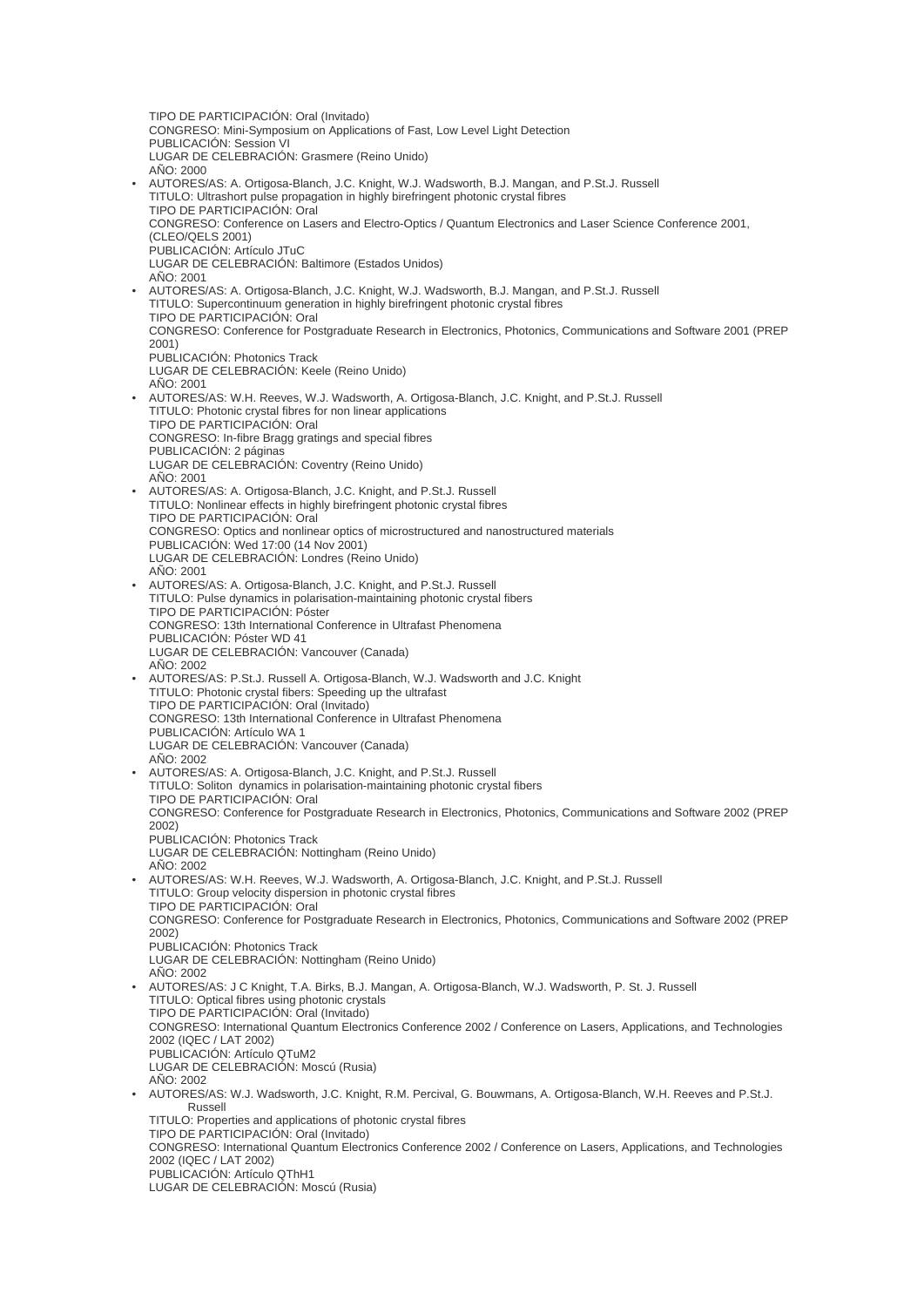TIPO DE PARTICIPACIÓN: Oral (Invitado)
CONGRESO: Mini-Symposium on Applications of Fast, Low Level Light Detection
PUBLICACIÓN: Session VI
LUGAR DE CELEBRACIÓN: Grasmere (Reino Unido)
AÑO: 2000

- AUTORES/AS: A. Ortigosa-Blanch, J.C. Knight, W.J. Wadsworth, B.J. Mangan, and P.St.J. Russell
  TITULO: Ultrashort pulse propagation in highly birefringent photonic crystal fibres
  TIPO DE PARTICIPACIÓN: Oral
  CONGRESO: Conference on Lasers and Electro-Optics / Quantum Electronics and Laser Science Conference 2001, (CLEO/QELS 2001)
  PUBLICACIÓN: Artículo JTuC
  LUGAR DE CELEBRACIÓN: Baltimore (Estados Unidos)
  AÑO: 2001
- AUTORES/AS: A. Ortigosa-Blanch, J.C. Knight, W.J. Wadsworth, B.J. Mangan, and P.St.J. Russell
  TITULO: Supercontinuum generation in highly birefringent photonic crystal fibres
  TIPO DE PARTICIPACIÓN: Oral
  CONGRESO: Conference for Postgraduate Research in Electronics, Photonics, Communications and Software 2001 (PREP 2001)
  PUBLICACIÓN: Photonics Track
  LUGAR DE CELEBRACIÓN: Keele (Reino Unido)
  AÑO: 2001
- AUTORES/AS: W.H. Reeves, W.J. Wadsworth, A. Ortigosa-Blanch, J.C. Knight, and P.St.J. Russell
  TITULO: Photonic crystal fibres for non linear applications
  TIPO DE PARTICIPACIÓN: Oral
  CONGRESO: In-fibre Bragg gratings and special fibres
  PUBLICACIÓN: 2 páginas
  LUGAR DE CELEBRACIÓN: Coventry (Reino Unido)
  AÑO: 2001
- AUTORES/AS: A. Ortigosa-Blanch, J.C. Knight, and P.St.J. Russell
  TITULO: Nonlinear effects in highly birefringent photonic crystal fibres
  TIPO DE PARTICIPACIÓN: Oral
  CONGRESO: Optics and nonlinear optics of microstructured and nanostructured materials
  PUBLICACIÓN: Wed 17:00 (14 Nov 2001)
  LUGAR DE CELEBRACIÓN: Londres (Reino Unido)
  AÑO: 2001
- AUTORES/AS: A. Ortigosa-Blanch, J.C. Knight, and P.St.J. Russell
  TITULO: Pulse dynamics in polarisation-maintaining photonic crystal fibers
  TIPO DE PARTICIPACIÓN: Póster
  CONGRESO: 13th International Conference in Ultrafast Phenomena
  PUBLICACIÓN: Póster WD 41
  LUGAR DE CELEBRACIÓN: Vancouver (Canada)
  AÑO: 2002
- AUTORES/AS: P.St.J. Russell A. Ortigosa-Blanch, W.J. Wadsworth and J.C. Knight
  TITULO: Photonic crystal fibers: Speeding up the ultrafast
  TIPO DE PARTICIPACIÓN: Oral (Invitado)
  CONGRESO: 13th International Conference in Ultrafast Phenomena
  PUBLICACIÓN: Artículo WA 1
  LUGAR DE CELEBRACIÓN: Vancouver (Canada)
  AÑO: 2002
- AUTORES/AS: A. Ortigosa-Blanch, J.C. Knight, and P.St.J. Russell
  TITULO: Soliton dynamics in polarisation-maintaining photonic crystal fibers
  TIPO DE PARTICIPACIÓN: Oral
  CONGRESO: Conference for Postgraduate Research in Electronics, Photonics, Communications and Software 2002 (PREP 2002)
  PUBLICACIÓN: Photonics Track
  LUGAR DE CELEBRACIÓN: Nottingham (Reino Unido)
  AÑO: 2002
- AUTORES/AS: W.H. Reeves, W.J. Wadsworth, A. Ortigosa-Blanch, J.C. Knight, and P.St.J. Russell
  TITULO: Group velocity dispersion in photonic crystal fibres
  TIPO DE PARTICIPACIÓN: Oral
  CONGRESO: Conference for Postgraduate Research in Electronics, Photonics, Communications and Software 2002 (PREP 2002)
  PUBLICACIÓN: Photonics Track
  LUGAR DE CELEBRACIÓN: Nottingham (Reino Unido)
  AÑO: 2002
- AUTORES/AS: J C Knight, T.A. Birks, B.J. Mangan, A. Ortigosa-Blanch, W.J. Wadsworth, P. St. J. Russell
  TITULO: Optical fibres using photonic crystals
  TIPO DE PARTICIPACIÓN: Oral (Invitado)
  CONGRESO: International Quantum Electronics Conference 2002 / Conference on Lasers, Applications, and Technologies 2002 (IQEC / LAT 2002)
  PUBLICACIÓN: Artículo QTuM2
  LUGAR DE CELEBRACIÓN: Moscú (Rusia)
  AÑO: 2002
- AUTORES/AS: W.J. Wadsworth, J.C. Knight, R.M. Percival, G. Bouwmans, A. Ortigosa-Blanch, W.H. Reeves and P.St.J. Russell
  TITULO: Properties and applications of photonic crystal fibres
  TIPO DE PARTICIPACIÓN: Oral (Invitado)
  CONGRESO: International Quantum Electronics Conference 2002 / Conference on Lasers, Applications, and Technologies 2002 (IQEC / LAT 2002)
  PUBLICACIÓN: Artículo QThH1
  LUGAR DE CELEBRACIÓN: Moscú (Rusia)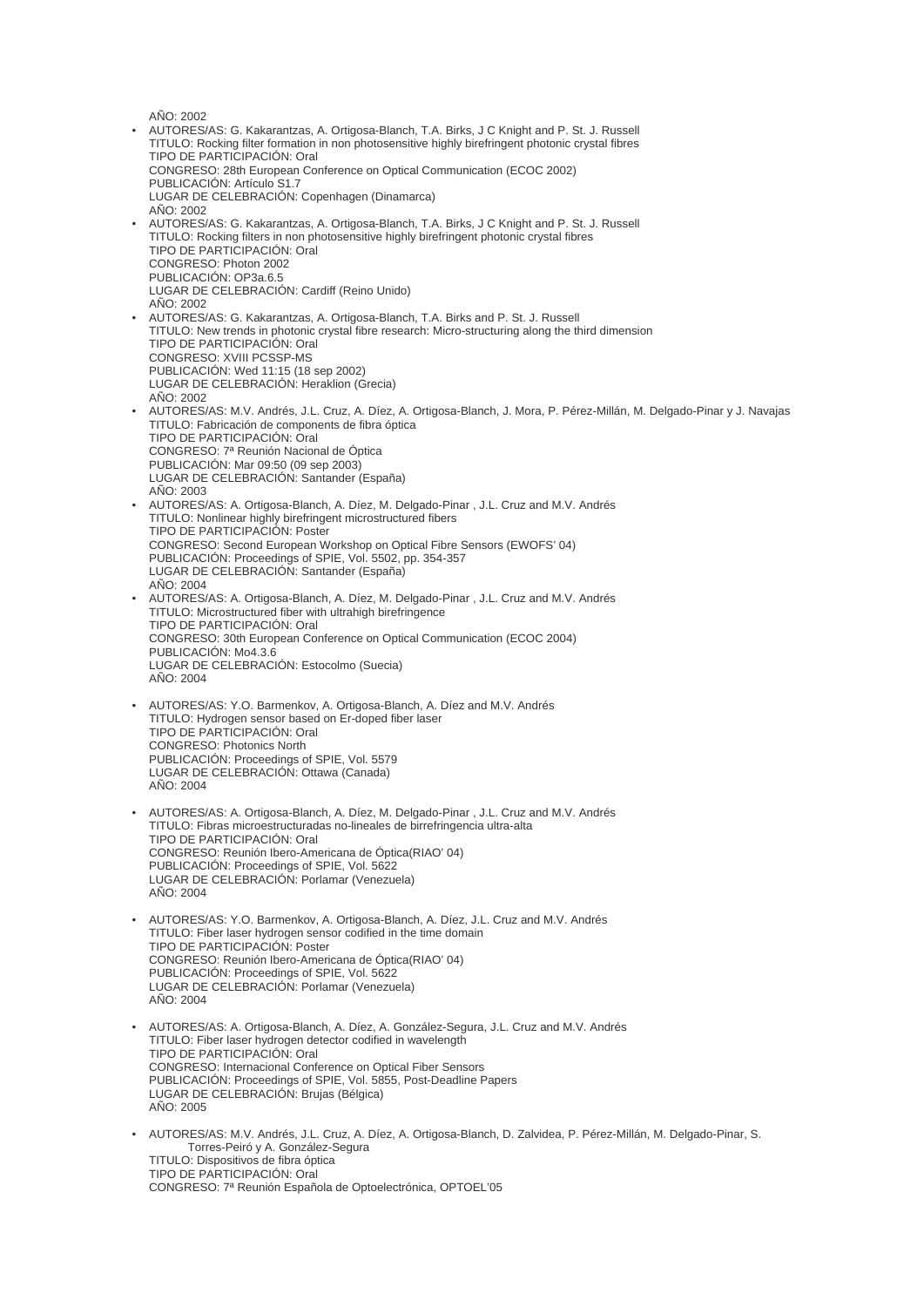AÑO: 2002

- AUTORES/AS: G. Kakarantzas, A. Ortigosa-Blanch, T.A. Birks, J C Knight and P. St. J. Russell
  TITULO: Rocking filter formation in non photosensitive highly birefringent photonic crystal fibres
  TIPO DE PARTICIPACIÓN: Oral
  CONGRESO: 28th European Conference on Optical Communication (ECOC 2002)
  PUBLICACIÓN: Artículo S1.7
  LUGAR DE CELEBRACIÓN: Copenhagen (Dinamarca)
  AÑO: 2002
- AUTORES/AS: G. Kakarantzas, A. Ortigosa-Blanch, T.A. Birks, J C Knight and P. St. J. Russell
  TITULO: Rocking filters in non photosensitive highly birefringent photonic crystal fibres
  TIPO DE PARTICIPACIÓN: Oral
  CONGRESO: Photon 2002
  PUBLICACIÓN: OP3a.6.5
  LUGAR DE CELEBRACIÓN: Cardiff (Reino Unido)
  AÑO: 2002
- AUTORES/AS: G. Kakarantzas, A. Ortigosa-Blanch, T.A. Birks and P. St. J. Russell
  TITULO: New trends in photonic crystal fibre research: Micro-structuring along the third dimension
  TIPO DE PARTICIPACIÓN: Oral
  CONGRESO: XVIII PCSSP-MS
  PUBLICACIÓN: Wed 11:15 (18 sep 2002)
  LUGAR DE CELEBRACIÓN: Heraklion (Grecia)
  AÑO: 2002
- AUTORES/AS: M.V. Andrés, J.L. Cruz, A. Díez, A. Ortigosa-Blanch, J. Mora, P. Pérez-Millán, M. Delgado-Pinar y J. Navajas
  TITULO: Fabricación de components de fibra óptica
  TIPO DE PARTICIPACIÓN: Oral
  CONGRESO: 7ª Reunión Nacional de Óptica
  PUBLICACIÓN: Mar 09:50 (09 sep 2003)
  LUGAR DE CELEBRACIÓN: Santander (España)
  AÑO: 2003
- AUTORES/AS: A. Ortigosa-Blanch, A. Díez, M. Delgado-Pinar , J.L. Cruz and M.V. Andrés
  TITULO: Nonlinear highly birefringent microstructured fibers
  TIPO DE PARTICIPACIÓN: Poster
  CONGRESO: Second European Workshop on Optical Fibre Sensors (EWOFS' 04)
  PUBLICACIÓN: Proceedings of SPIE, Vol. 5502, pp. 354-357
  LUGAR DE CELEBRACIÓN: Santander (España)
  AÑO: 2004
- AUTORES/AS: A. Ortigosa-Blanch, A. Díez, M. Delgado-Pinar , J.L. Cruz and M.V. Andrés
  TITULO: Microstructured fiber with ultrahigh birefringence
  TIPO DE PARTICIPACIÓN: Oral
  CONGRESO: 30th European Conference on Optical Communication (ECOC 2004)
  PUBLICACIÓN: Mo4.3.6
  LUGAR DE CELEBRACIÓN: Estocolmo (Suecia)
  AÑO: 2004
- AUTORES/AS: Y.O. Barmenkov, A. Ortigosa-Blanch, A. Díez and M.V. Andrés
  TITULO: Hydrogen sensor based on Er-doped fiber laser
  TIPO DE PARTICIPACIÓN: Oral
  CONGRESO: Photonics North
  PUBLICACIÓN: Proceedings of SPIE, Vol. 5579
  LUGAR DE CELEBRACIÓN: Ottawa (Canada)
  AÑO: 2004
- AUTORES/AS: A. Ortigosa-Blanch, A. Díez, M. Delgado-Pinar , J.L. Cruz and M.V. Andrés
  TITULO: Fibras microestructuradas no-lineales de birrefringencia ultra-alta
  TIPO DE PARTICIPACIÓN: Oral
  CONGRESO: Reunión Ibero-Americana de Óptica(RIAO' 04)
  PUBLICACIÓN: Proceedings of SPIE, Vol. 5622
  LUGAR DE CELEBRACIÓN: Porlamar (Venezuela)
  AÑO: 2004
- AUTORES/AS: Y.O. Barmenkov, A. Ortigosa-Blanch, A. Díez, J.L. Cruz and M.V. Andrés
  TITULO: Fiber laser hydrogen sensor codified in the time domain
  TIPO DE PARTICIPACIÓN: Poster
  CONGRESO: Reunión Ibero-Americana de Óptica(RIAO' 04)
  PUBLICACIÓN: Proceedings of SPIE, Vol. 5622
  LUGAR DE CELEBRACIÓN: Porlamar (Venezuela)
  AÑO: 2004
- AUTORES/AS: A. Ortigosa-Blanch, A. Díez, A. González-Segura, J.L. Cruz and M.V. Andrés
  TITULO: Fiber laser hydrogen detector codified in wavelength
  TIPO DE PARTICIPACIÓN: Oral
  CONGRESO: Internacional Conference on Optical Fiber Sensors
  PUBLICACIÓN: Proceedings of SPIE, Vol. 5855, Post-Deadline Papers
  LUGAR DE CELEBRACIÓN: Brujas (Bélgica)
  AÑO: 2005
- AUTORES/AS: M.V. Andrés, J.L. Cruz, A. Díez, A. Ortigosa-Blanch, D. Zalvidea, P. Pérez-Millán, M. Delgado-Pinar, S. Torres-Peiró y A. González-Segura
  TITULO: Dispositivos de fibra óptica
  TIPO DE PARTICIPACIÓN: Oral
  CONGRESO: 7ª Reunión Española de Optoelectrónica, OPTOEL'05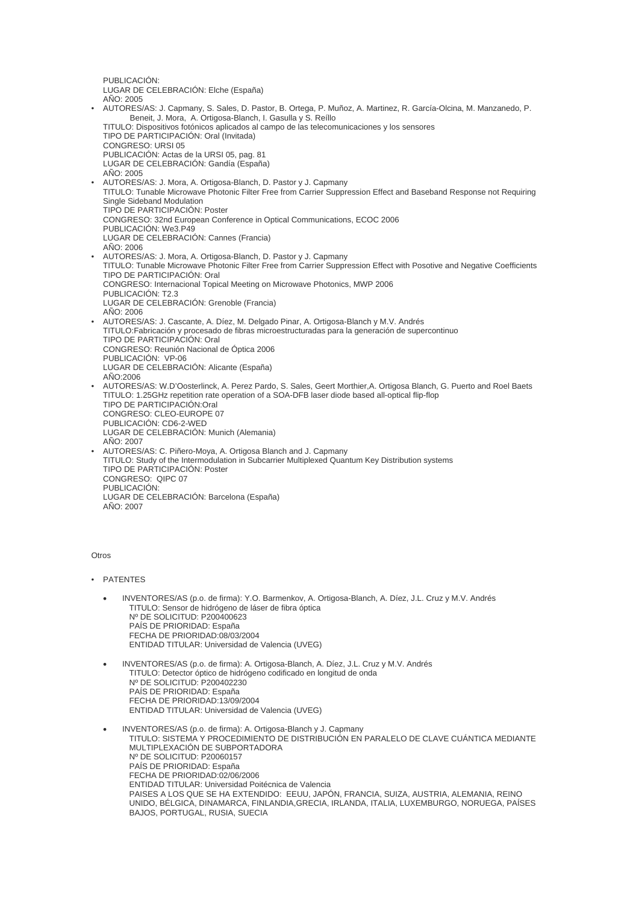PUBLICACIÓN:
LUGAR DE CELEBRACIÓN: Elche (España)
AÑO: 2005

- AUTORES/AS: J. Capmany, S. Sales, D. Pastor, B. Ortega, P. Muñoz, A. Martinez, R. García-Olcina, M. Manzanedo, P. Beneit, J. Mora, A. Ortigosa-Blanch, I. Gasulla y S. Reíllo
  TITULO: Dispositivos fotónicos aplicados al campo de las telecomunicaciones y los sensores
  TIPO DE PARTICIPACIÓN: Oral (Invitada)
  CONGRESO: URSI 05
  PUBLICACIÓN: Actas de la URSI 05, pag. 81
  LUGAR DE CELEBRACIÓN: Gandía (España)
  AÑO: 2005
- AUTORES/AS: J. Mora, A. Ortigosa-Blanch, D. Pastor y J. Capmany
  TITULO: Tunable Microwave Photonic Filter Free from Carrier Suppression Effect and Baseband Response not Requiring Single Sideband Modulation
  TIPO DE PARTICIPACIÓN: Poster
  CONGRESO: 32nd European Conference in Optical Communications, ECOC 2006
  PUBLICACIÓN: We3.P49
  LUGAR DE CELEBRACIÓN: Cannes (Francia)
  AÑO: 2006
- AUTORES/AS: J. Mora, A. Ortigosa-Blanch, D. Pastor y J. Capmany
  TITULO: Tunable Microwave Photonic Filter Free from Carrier Suppression Effect with Posotive and Negative Coefficients
  TIPO DE PARTICIPACIÓN: Oral
  CONGRESO: Internacional Topical Meeting on Microwave Photonics, MWP 2006
  PUBLICACIÓN: T2.3
  LUGAR DE CELEBRACIÓN: Grenoble (Francia)
  AÑO: 2006
- AUTORES/AS: J. Cascante, A. Díez, M. Delgado Pinar, A. Ortigosa-Blanch y M.V. Andrés
  TITULO:Fabricación y procesado de fibras microestructuradas para la generación de supercontinuo
  TIPO DE PARTICIPACIÓN: Oral
  CONGRESO: Reunión Nacional de Óptica 2006
  PUBLICACIÓN: VP-06
  LUGAR DE CELEBRACIÓN: Alicante (España)
  AÑO:2006
- AUTORES/AS: W.D'Oosterlinck, A. Perez Pardo, S. Sales, Geert Morthier,A. Ortigosa Blanch, G. Puerto and Roel Baets
  TITULO: 1.25GHz repetition rate operation of a SOA-DFB laser diode based all-optical flip-flop
  TIPO DE PARTICIPACIÓN:Oral
  CONGRESO: CLEO-EUROPE 07
  PUBLICACIÓN: CD6-2-WED
  LUGAR DE CELEBRACIÓN: Munich (Alemania)
  AÑO: 2007
- AUTORES/AS: C. Piñero-Moya, A. Ortigosa Blanch and J. Capmany
  TITULO: Study of the Intermodulation in Subcarrier Multiplexed Quantum Key Distribution systems
  TIPO DE PARTICIPACIÓN: Poster
  CONGRESO: QIPC 07
  PUBLICACIÓN:
  LUGAR DE CELEBRACIÓN: Barcelona (España)
  AÑO: 2007

Otros

- PATENTES
  - INVENTORES/AS (p.o. de firma): Y.O. Barmenkov, A. Ortigosa-Blanch, A. Díez, J.L. Cruz y M.V. Andrés
    TITULO: Sensor de hidrógeno de láser de fibra óptica
    Nº DE SOLICITUD: P200400623
    PAÍS DE PRIORIDAD: España
    FECHA DE PRIORIDAD:08/03/2004
    ENTIDAD TITULAR: Universidad de Valencia (UVEG)
  - INVENTORES/AS (p.o. de firma): A. Ortigosa-Blanch, A. Díez, J.L. Cruz y M.V. Andrés
    TITULO: Detector óptico de hidrógeno codificado en longitud de onda
    Nº DE SOLICITUD: P200402230
    PAÍS DE PRIORIDAD: España
    FECHA DE PRIORIDAD:13/09/2004
    ENTIDAD TITULAR: Universidad de Valencia (UVEG)
  - INVENTORES/AS (p.o. de firma): A. Ortigosa-Blanch y J. Capmany
    TITULO: SISTEMA Y PROCEDIMIENTO DE DISTRIBUCIÓN EN PARALELO DE CLAVE CUÁNTICA MEDIANTE MULTIPLEXACIÓN DE SUBPORTADORA
    Nº DE SOLICITUD: P20060157
    PAÍS DE PRIORIDAD: España
    FECHA DE PRIORIDAD:02/06/2006
    ENTIDAD TITULAR: Universidad Poitécnica de Valencia
    PAISES A LOS QUE SE HA EXTENDIDO: EEUU, JAPÓN, FRANCIA, SUIZA, AUSTRIA, ALEMANIA, REINO UNIDO, BÉLGICA, DINAMARCA, FINLANDIA,GRECIA, IRLANDA, ITALIA, LUXEMBURGO, NORUEGA, PAÍSES BAJOS, PORTUGAL, RUSIA, SUECIA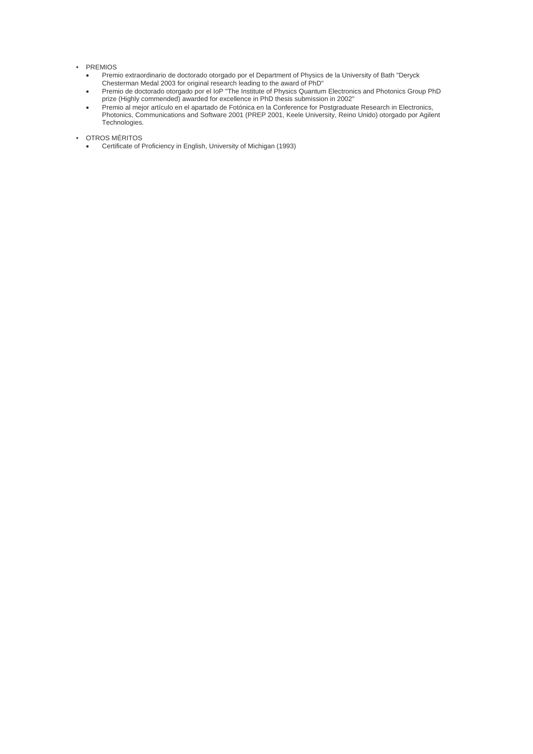- PREMIOS
  - Premio extraordinario de doctorado otorgado por el Department of Physics de la University of Bath "Deryck Chesterman Medal 2003 for original research leading to the award of PhD"
  - Premio de doctorado otorgado por el IoP "The Institute of Physics Quantum Electronics and Photonics Group PhD prize (Highly commended) awarded for excellence in PhD thesis submission in 2002"
  - Premio al mejor artículo en el apartado de Fotónica en la Conference for Postgraduate Research in Electronics, Photonics, Communications and Software 2001 (PREP 2001, Keele University, Reino Unido) otorgado por Agilent Technologies.

- OTROS MÉRITOS
  - Certificate of Proficiency in English, University of Michigan (1993)